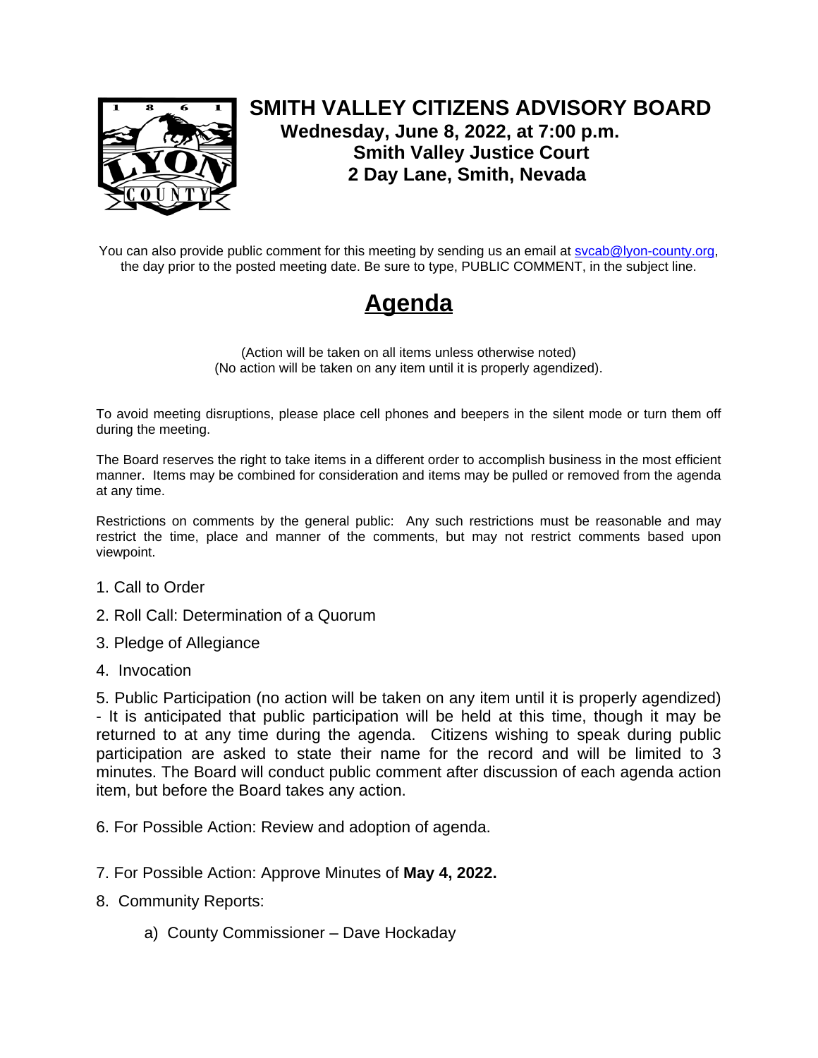# SMITH VALLEY CITIZENS ADVISORY BOARD

**Wednesday, June 8, 2022, at 7:00 p.m.**
**Smith Valley Justice Court**
**2 Day Lane, Smith, Nevada**

You can also provide public comment for this meeting by sending us an email at svcab@lyon-county.org, the day prior to the posted meeting date. Be sure to type, PUBLIC COMMENT, in the subject line.

## Agenda

(Action will be taken on all items unless otherwise noted)
(No action will be taken on any item until it is properly agendized).

To avoid meeting disruptions, please place cell phones and beepers in the silent mode or turn them off during the meeting.

The Board reserves the right to take items in a different order to accomplish business in the most efficient manner. Items may be combined for consideration and items may be pulled or removed from the agenda at any time.

Restrictions on comments by the general public: Any such restrictions must be reasonable and may restrict the time, place and manner of the comments, but may not restrict comments based upon viewpoint.

1. Call to Order
2. Roll Call: Determination of a Quorum
3. Pledge of Allegiance
4. Invocation
5. Public Participation (no action will be taken on any item until it is properly agendized) - It is anticipated that public participation will be held at this time, though it may be returned to at any time during the agenda. Citizens wishing to speak during public participation are asked to state their name for the record and will be limited to 3 minutes. The Board will conduct public comment after discussion of each agenda action item, but before the Board takes any action.
6. For Possible Action: Review and adoption of agenda.
7. For Possible Action: Approve Minutes of **May 4, 2022.**
8. Community Reports:
    a) County Commissioner – Dave Hockaday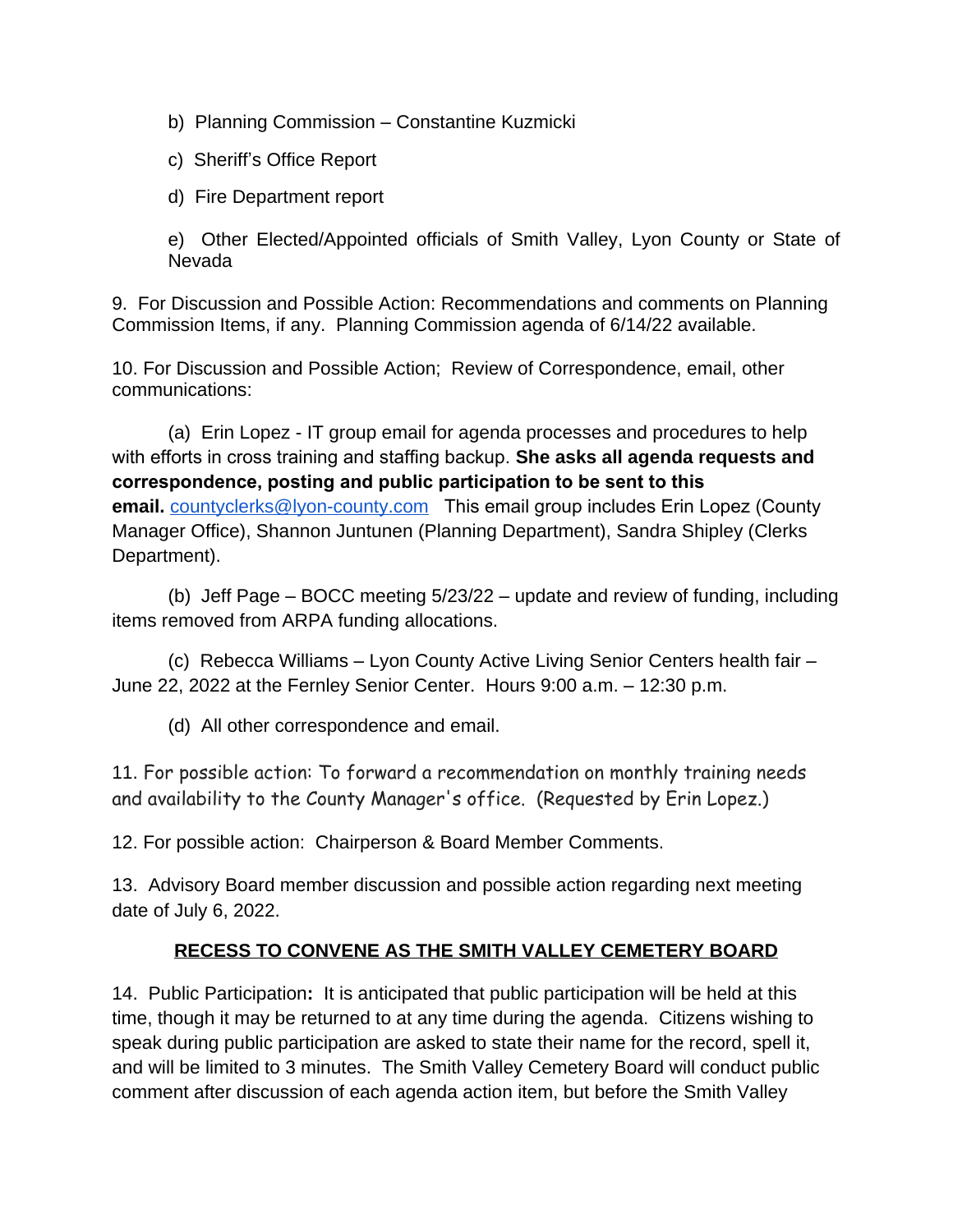b) Planning Commission – Constantine Kuzmicki

c) Sheriff's Office Report

d) Fire Department report

e) Other Elected/Appointed officials of Smith Valley, Lyon County or State of Nevada

9. For Discussion and Possible Action: Recommendations and comments on Planning Commission Items, if any. Planning Commission agenda of 6/14/22 available.

10. For Discussion and Possible Action; Review of Correspondence, email, other communications:

(a) Erin Lopez - IT group email for agenda processes and procedures to help with efforts in cross training and staffing backup. **She asks all agenda requests and correspondence, posting and public participation to be sent to this email.** countyclerks@lyon-county.com This email group includes Erin Lopez (County Manager Office), Shannon Juntunen (Planning Department), Sandra Shipley (Clerks Department).

(b) Jeff Page – BOCC meeting 5/23/22 – update and review of funding, including items removed from ARPA funding allocations.

(c) Rebecca Williams – Lyon County Active Living Senior Centers health fair – June 22, 2022 at the Fernley Senior Center. Hours 9:00 a.m. – 12:30 p.m.

(d) All other correspondence and email.

11. For possible action: To forward a recommendation on monthly training needs and availability to the County Manager's office. (Requested by Erin Lopez.)

12. For possible action: Chairperson & Board Member Comments.

13. Advisory Board member discussion and possible action regarding next meeting date of July 6, 2022.

**RECESS TO CONVENE AS THE SMITH VALLEY CEMETERY BOARD**

14. Public Participation**:** It is anticipated that public participation will be held at this time, though it may be returned to at any time during the agenda. Citizens wishing to speak during public participation are asked to state their name for the record, spell it, and will be limited to 3 minutes. The Smith Valley Cemetery Board will conduct public comment after discussion of each agenda action item, but before the Smith Valley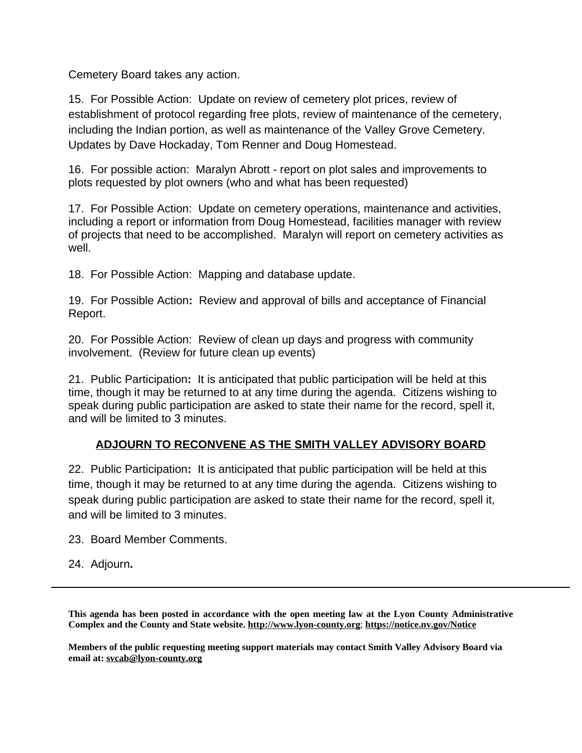Cemetery Board takes any action.

15. For Possible Action: Update on review of cemetery plot prices, review of establishment of protocol regarding free plots, review of maintenance of the cemetery, including the Indian portion, as well as maintenance of the Valley Grove Cemetery. Updates by Dave Hockaday, Tom Renner and Doug Homestead.

16. For possible action: Maralyn Abrott - report on plot sales and improvements to plots requested by plot owners (who and what has been requested)

17. For Possible Action: Update on cemetery operations, maintenance and activities, including a report or information from Doug Homestead, facilities manager with review of projects that need to be accomplished. Maralyn will report on cemetery activities as well.

18. For Possible Action: Mapping and database update.

19. For Possible Action**:** Review and approval of bills and acceptance of Financial Report.

20. For Possible Action: Review of clean up days and progress with community involvement. (Review for future clean up events)

21. Public Participation**:** It is anticipated that public participation will be held at this time, though it may be returned to at any time during the agenda. Citizens wishing to speak during public participation are asked to state their name for the record, spell it, and will be limited to 3 minutes.

**ADJOURN TO RECONVENE AS THE SMITH VALLEY ADVISORY BOARD**

22. Public Participation**:** It is anticipated that public participation will be held at this time, though it may be returned to at any time during the agenda. Citizens wishing to speak during public participation are asked to state their name for the record, spell it, and will be limited to 3 minutes.

23. Board Member Comments.

24. Adjourn**.**

---

**This agenda has been posted in accordance with the open meeting law at the Lyon County Administrative Complex and the County and State website. http://www.lyon-county.org; https://notice.nv.gov/Notice**

**Members of the public requesting meeting support materials may contact Smith Valley Advisory Board via email at: svcab@lyon-county.org**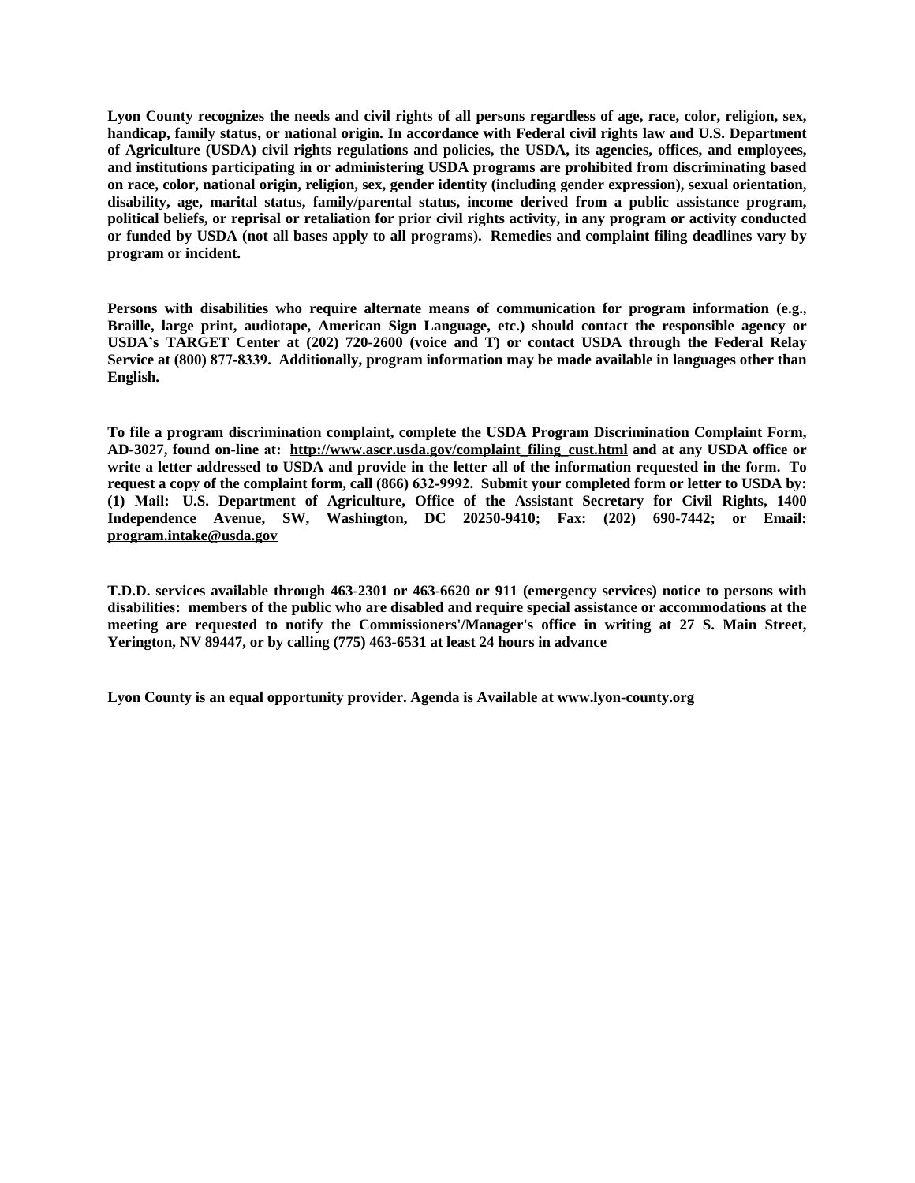**Lyon County recognizes the needs and civil rights of all persons regardless of age, race, color, religion, sex, handicap, family status, or national origin. In accordance with Federal civil rights law and U.S. Department of Agriculture (USDA) civil rights regulations and policies, the USDA, its agencies, offices, and employees, and institutions participating in or administering USDA programs are prohibited from discriminating based on race, color, national origin, religion, sex, gender identity (including gender expression), sexual orientation, disability, age, marital status, family/parental status, income derived from a public assistance program, political beliefs, or reprisal or retaliation for prior civil rights activity, in any program or activity conducted or funded by USDA (not all bases apply to all programs). Remedies and complaint filing deadlines vary by program or incident.**

**Persons with disabilities who require alternate means of communication for program information (e.g., Braille, large print, audiotape, American Sign Language, etc.) should contact the responsible agency or USDA's TARGET Center at (202) 720-2600 (voice and T) or contact USDA through the Federal Relay Service at (800) 877-8339. Additionally, program information may be made available in languages other than English.**

**To file a program discrimination complaint, complete the USDA Program Discrimination Complaint Form, AD-3027, found on-line at: http://www.ascr.usda.gov/complaint_filing_cust.html and at any USDA office or write a letter addressed to USDA and provide in the letter all of the information requested in the form. To request a copy of the complaint form, call (866) 632-9992. Submit your completed form or letter to USDA by: (1) Mail: U.S. Department of Agriculture, Office of the Assistant Secretary for Civil Rights, 1400 Independence Avenue, SW, Washington, DC 20250-9410; Fax: (202) 690-7442; or Email: program.intake@usda.gov**

**T.D.D. services available through 463-2301 or 463-6620 or 911 (emergency services) notice to persons with disabilities: members of the public who are disabled and require special assistance or accommodations at the meeting are requested to notify the Commissioners'/Manager's office in writing at 27 S. Main Street, Yerington, NV 89447, or by calling (775) 463-6531 at least 24 hours in advance**

**Lyon County is an equal opportunity provider. Agenda is Available at www.lyon-county.org**